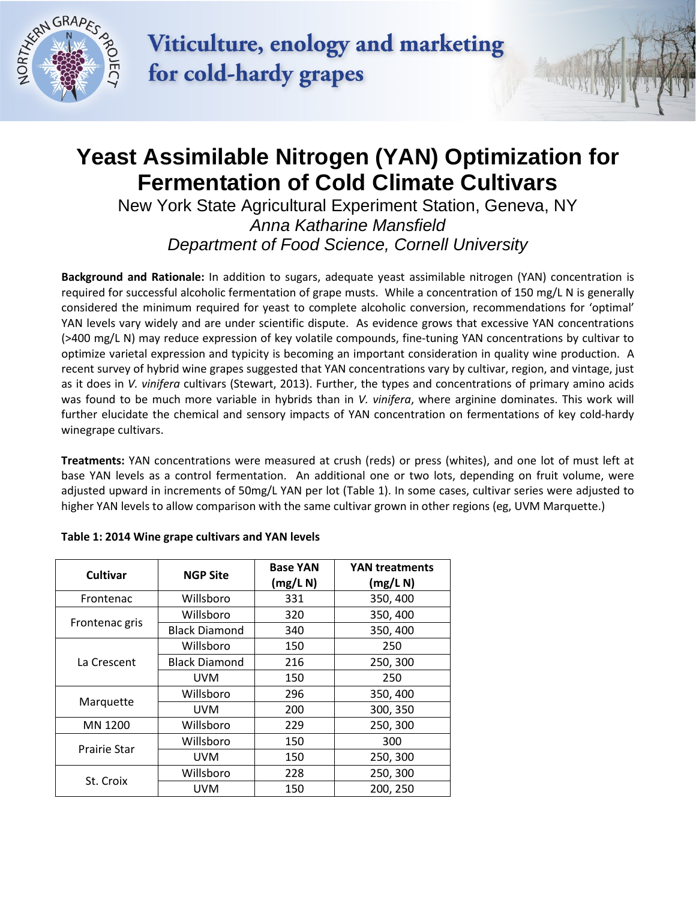Viticulture, enology and marketing for cold-hardy grapes

# Yeast Assimilable Nitrogen (YAN) Optimization for Fermentation of Cold Climate Cultivars

New York State Agricultural Experiment Station, Geneva, NY

*Anna Katharine Mansfield*

*Department of Food Science, Cornell University*

**Background and Rationale:** In addition to sugars, adequate yeast assimilable nitrogen (YAN) concentration is required for successful alcoholic fermentation of grape musts. While a concentration of 150 mg/L N is generally considered the minimum required for yeast to complete alcoholic conversion, recommendations for 'optimal' YAN levels vary widely and are under scientific dispute. As evidence grows that excessive YAN concentrations (>400 mg/L N) may reduce expression of key volatile compounds, fine-tuning YAN concentrations by cultivar to optimize varietal expression and typicity is becoming an important consideration in quality wine production. A recent survey of hybrid wine grapes suggested that YAN concentrations vary by cultivar, region, and vintage, just as it does in *V. vinifera* cultivars (Stewart, 2013). Further, the types and concentrations of primary amino acids was found to be much more variable in hybrids than in *V. vinifera*, where arginine dominates. This work will further elucidate the chemical and sensory impacts of YAN concentration on fermentations of key cold-hardy winegrape cultivars.

**Treatments:** YAN concentrations were measured at crush (reds) or press (whites), and one lot of must left at base YAN levels as a control fermentation. An additional one or two lots, depending on fruit volume, were adjusted upward in increments of 50mg/L YAN per lot (Table 1). In some cases, cultivar series were adjusted to higher YAN levels to allow comparison with the same cultivar grown in other regions (eg, UVM Marquette.)

**Table 1: 2014 Wine grape cultivars and YAN levels**

| Cultivar | NGP Site | Base YAN (mg/L N) | YAN treatments (mg/L N) |
|---|---|---|---|
| Frontenac | Willsboro | 331 | 350, 400 |
| Frontenac gris | Willsboro | 320 | 350, 400 |
| | Black Diamond | 340 | 350, 400 |
| La Crescent | Willsboro | 150 | 250 |
| | Black Diamond | 216 | 250, 300 |
| | UVM | 150 | 250 |
| Marquette | Willsboro | 296 | 350, 400 |
| | UVM | 200 | 300, 350 |
| MN 1200 | Willsboro | 229 | 250, 300 |
| Prairie Star | Willsboro | 150 | 300 |
| | UVM | 150 | 250, 300 |
| St. Croix | Willsboro | 228 | 250, 300 |
| | UVM | 150 | 200, 250 |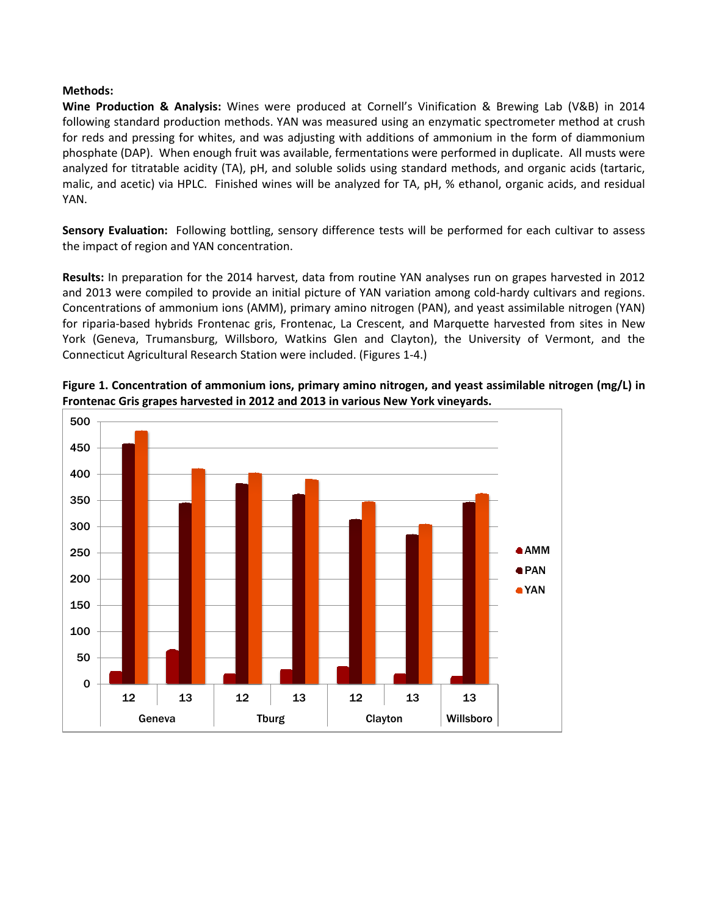**Methods:**

**Wine Production & Analysis:** Wines were produced at Cornell's Vinification & Brewing Lab (V&B) in 2014 following standard production methods. YAN was measured using an enzymatic spectrometer method at crush for reds and pressing for whites, and was adjusting with additions of ammonium in the form of diammonium phosphate (DAP). When enough fruit was available, fermentations were performed in duplicate. All musts were analyzed for titratable acidity (TA), pH, and soluble solids using standard methods, and organic acids (tartaric, malic, and acetic) via HPLC. Finished wines will be analyzed for TA, pH, % ethanol, organic acids, and residual YAN.

**Sensory Evaluation:** Following bottling, sensory difference tests will be performed for each cultivar to assess the impact of region and YAN concentration.

**Results:** In preparation for the 2014 harvest, data from routine YAN analyses run on grapes harvested in 2012 and 2013 were compiled to provide an initial picture of YAN variation among cold-hardy cultivars and regions. Concentrations of ammonium ions (AMM), primary amino nitrogen (PAN), and yeast assimilable nitrogen (YAN) for riparia-based hybrids Frontenac gris, Frontenac, La Crescent, and Marquette harvested from sites in New York (Geneva, Trumansburg, Willsboro, Watkins Glen and Clayton), the University of Vermont, and the Connecticut Agricultural Research Station were included. (Figures 1-4.)

**Figure 1. Concentration of ammonium ions, primary amino nitrogen, and yeast assimilable nitrogen (mg/L) in Frontenac Gris grapes harvested in 2012 and 2013 in various New York vineyards.**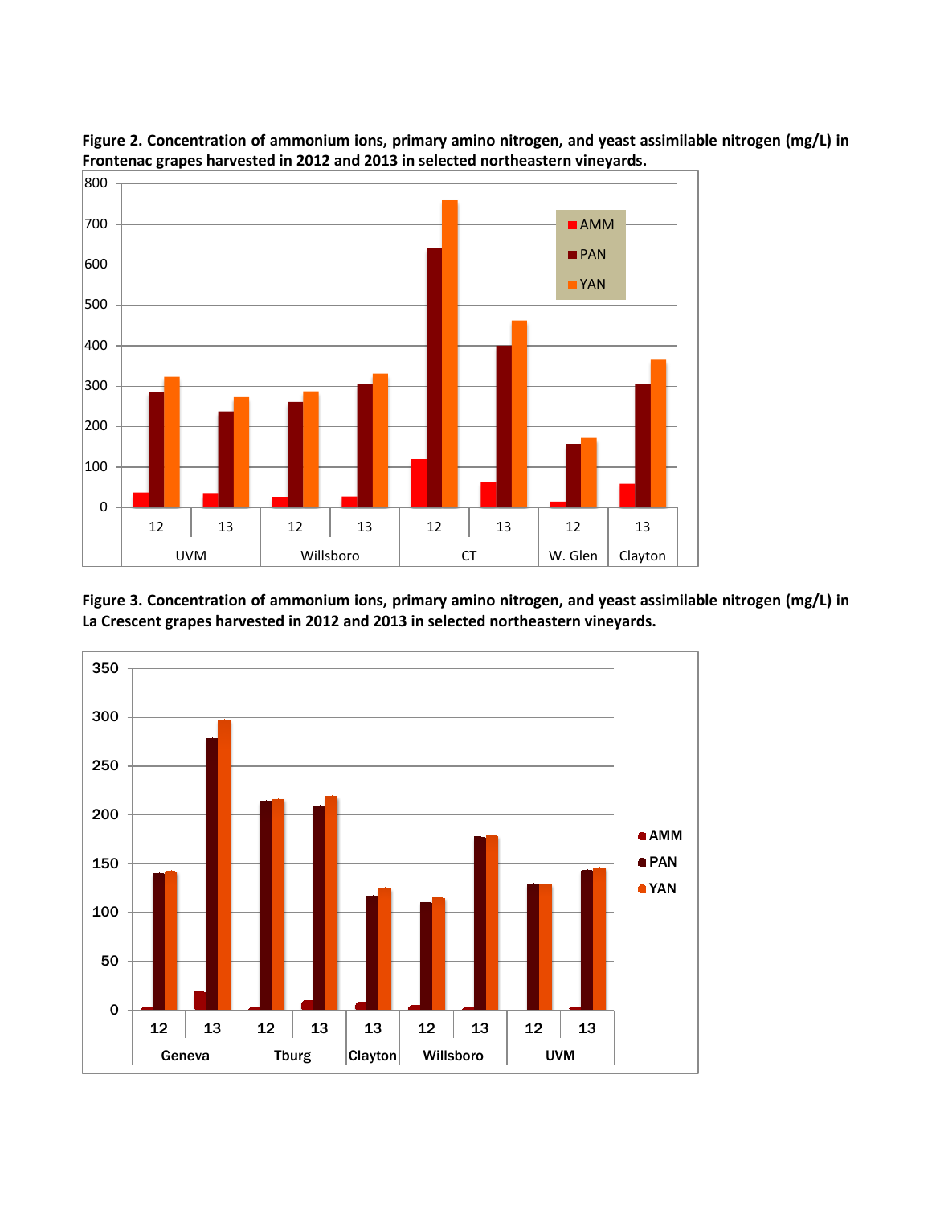**Figure 2. Concentration of ammonium ions, primary amino nitrogen, and yeast assimilable nitrogen (mg/L) in Frontenac grapes harvested in 2012 and 2013 in selected northeastern vineyards.**

**Figure 3. Concentration of ammonium ions, primary amino nitrogen, and yeast assimilable nitrogen (mg/L) in La Crescent grapes harvested in 2012 and 2013 in selected northeastern vineyards.**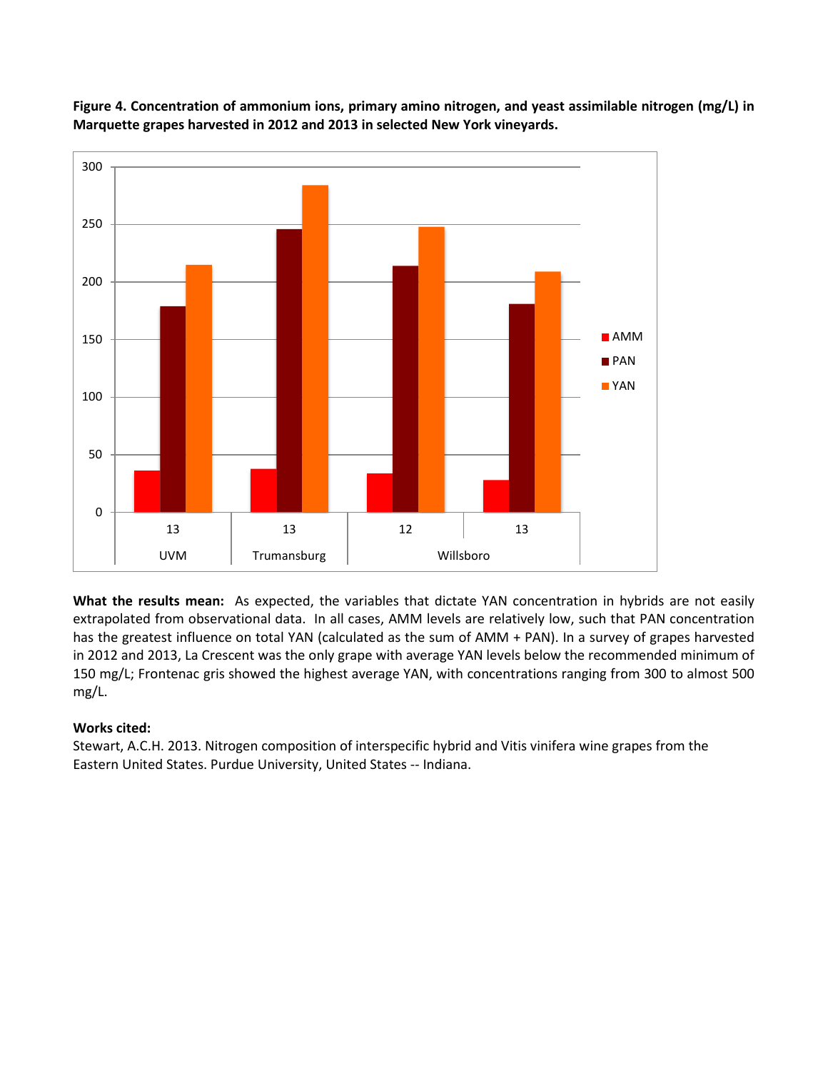**Figure 4. Concentration of ammonium ions, primary amino nitrogen, and yeast assimilable nitrogen (mg/L) in Marquette grapes harvested in 2012 and 2013 in selected New York vineyards.**

300
250
200
150
100
50
0

13
UVM
13
Trumansburg
12
13
Willsboro

AMM
PAN
YAN

**What the results mean:** As expected, the variables that dictate YAN concentration in hybrids are not easily extrapolated from observational data. In all cases, AMM levels are relatively low, such that PAN concentration has the greatest influence on total YAN (calculated as the sum of AMM + PAN). In a survey of grapes harvested in 2012 and 2013, La Crescent was the only grape with average YAN levels below the recommended minimum of 150 mg/L; Frontenac gris showed the highest average YAN, with concentrations ranging from 300 to almost 500 mg/L.

**Works cited:**

Stewart, A.C.H. 2013. Nitrogen composition of interspecific hybrid and Vitis vinifera wine grapes from the Eastern United States. Purdue University, United States -- Indiana.